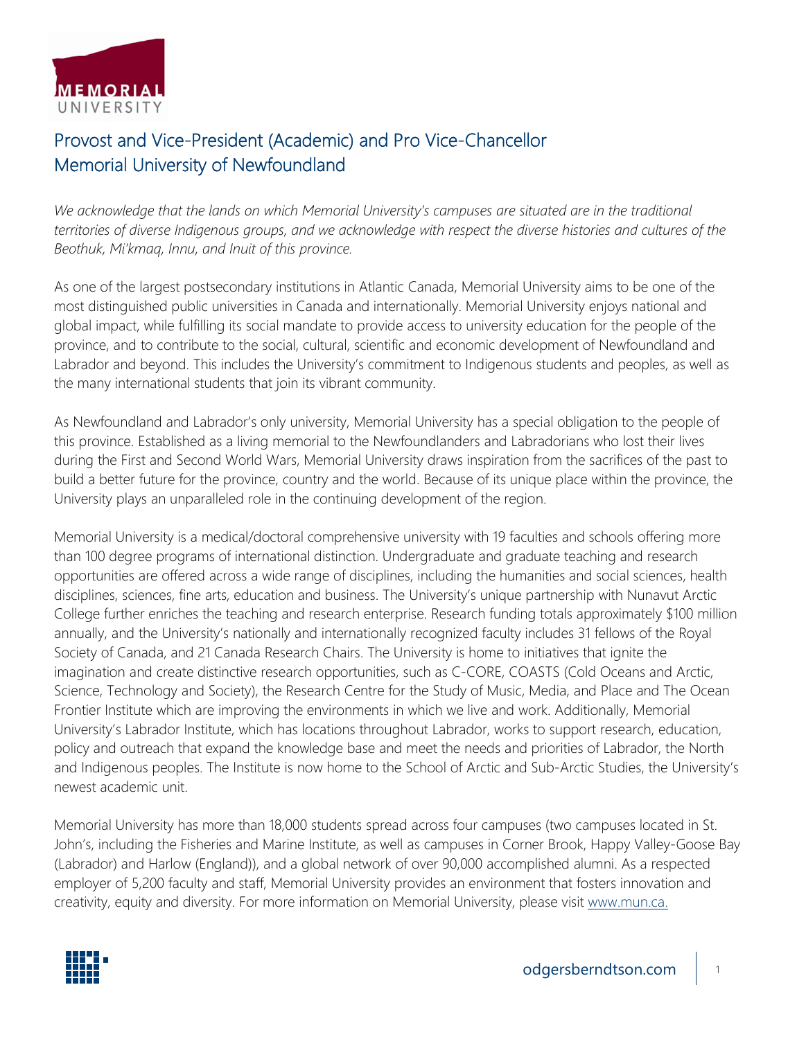# Provost and Vice-President (Academic) and Pro Vice-Chancellor
# Memorial University of Newfoundland

*We acknowledge that the lands on which Memorial University's campuses are situated are in the traditional territories of diverse Indigenous groups, and we acknowledge with respect the diverse histories and cultures of the Beothuk, Mi'kmaq, Innu, and Inuit of this province.*

As one of the largest postsecondary institutions in Atlantic Canada, Memorial University aims to be one of the most distinguished public universities in Canada and internationally. Memorial University enjoys national and global impact, while fulfilling its social mandate to provide access to university education for the people of the province, and to contribute to the social, cultural, scientific and economic development of Newfoundland and Labrador and beyond. This includes the University's commitment to Indigenous students and peoples, as well as the many international students that join its vibrant community.

As Newfoundland and Labrador's only university, Memorial University has a special obligation to the people of this province. Established as a living memorial to the Newfoundlanders and Labradorians who lost their lives during the First and Second World Wars, Memorial University draws inspiration from the sacrifices of the past to build a better future for the province, country and the world. Because of its unique place within the province, the University plays an unparalleled role in the continuing development of the region.

Memorial University is a medical/doctoral comprehensive university with 19 faculties and schools offering more than 100 degree programs of international distinction. Undergraduate and graduate teaching and research opportunities are offered across a wide range of disciplines, including the humanities and social sciences, health disciplines, sciences, fine arts, education and business. The University's unique partnership with Nunavut Arctic College further enriches the teaching and research enterprise. Research funding totals approximately $100 million annually, and the University's nationally and internationally recognized faculty includes 31 fellows of the Royal Society of Canada, and 21 Canada Research Chairs. The University is home to initiatives that ignite the imagination and create distinctive research opportunities, such as C-CORE, COASTS (Cold Oceans and Arctic, Science, Technology and Society), the Research Centre for the Study of Music, Media, and Place and The Ocean Frontier Institute which are improving the environments in which we live and work. Additionally, Memorial University's Labrador Institute, which has locations throughout Labrador, works to support research, education, policy and outreach that expand the knowledge base and meet the needs and priorities of Labrador, the North and Indigenous peoples. The Institute is now home to the School of Arctic and Sub-Arctic Studies, the University's newest academic unit.

Memorial University has more than 18,000 students spread across four campuses (two campuses located in St. John's, including the Fisheries and Marine Institute, as well as campuses in Corner Brook, Happy Valley-Goose Bay (Labrador) and Harlow (England)), and a global network of over 90,000 accomplished alumni. As a respected employer of 5,200 faculty and staff, Memorial University provides an environment that fosters innovation and creativity, equity and diversity. For more information on Memorial University, please visit [www.mun.ca.](http://www.mun.ca)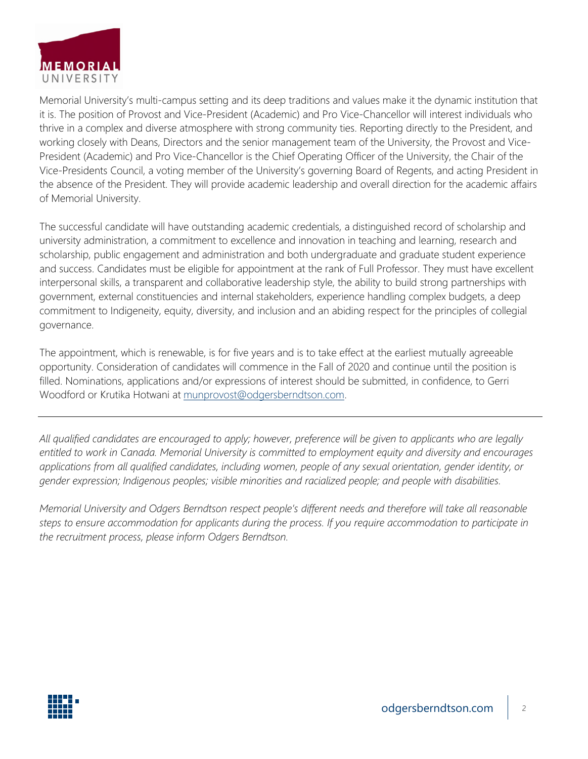Memorial University's multi-campus setting and its deep traditions and values make it the dynamic institution that it is. The position of Provost and Vice-President (Academic) and Pro Vice-Chancellor will interest individuals who thrive in a complex and diverse atmosphere with strong community ties. Reporting directly to the President, and working closely with Deans, Directors and the senior management team of the University, the Provost and Vice-President (Academic) and Pro Vice-Chancellor is the Chief Operating Officer of the University, the Chair of the Vice-Presidents Council, a voting member of the University's governing Board of Regents, and acting President in the absence of the President. They will provide academic leadership and overall direction for the academic affairs of Memorial University.

The successful candidate will have outstanding academic credentials, a distinguished record of scholarship and university administration, a commitment to excellence and innovation in teaching and learning, research and scholarship, public engagement and administration and both undergraduate and graduate student experience and success. Candidates must be eligible for appointment at the rank of Full Professor. They must have excellent interpersonal skills, a transparent and collaborative leadership style, the ability to build strong partnerships with government, external constituencies and internal stakeholders, experience handling complex budgets, a deep commitment to Indigeneity, equity, diversity, and inclusion and an abiding respect for the principles of collegial governance.

The appointment, which is renewable, is for five years and is to take effect at the earliest mutually agreeable opportunity. Consideration of candidates will commence in the Fall of 2020 and continue until the position is filled. Nominations, applications and/or expressions of interest should be submitted, in confidence, to Gerri Woodford or Krutika Hotwani at munprovost@odgersberndtson.com.

---

*All qualified candidates are encouraged to apply; however, preference will be given to applicants who are legally entitled to work in Canada. Memorial University is committed to employment equity and diversity and encourages applications from all qualified candidates, including women, people of any sexual orientation, gender identity, or gender expression; Indigenous peoples; visible minorities and racialized people; and people with disabilities.*

*Memorial University and Odgers Berndtson respect people's different needs and therefore will take all reasonable steps to ensure accommodation for applicants during the process. If you require accommodation to participate in the recruitment process, please inform Odgers Berndtson.*